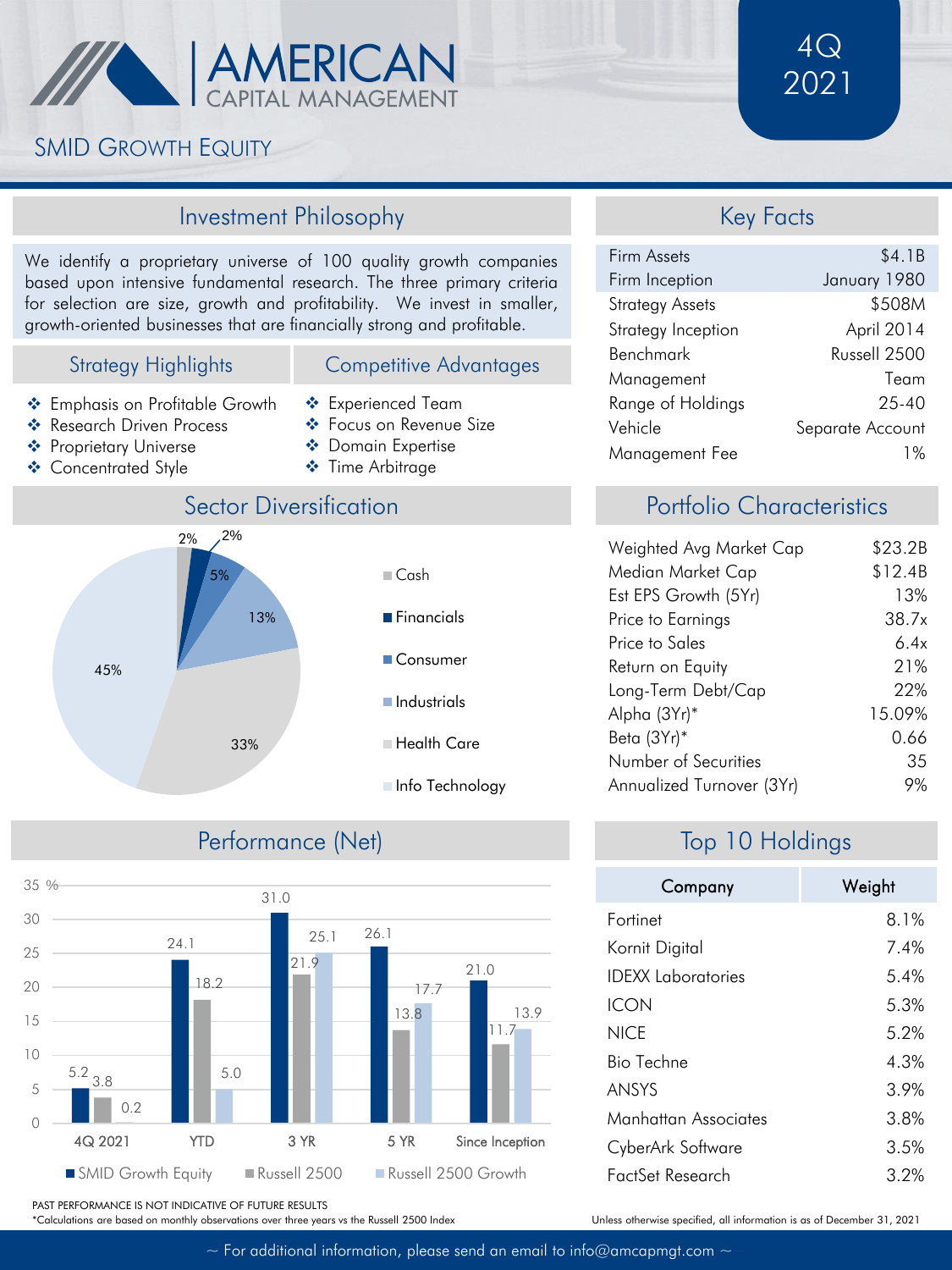# AMERICAN CAPITAL MANAGEMENT

## SMID Growth Equity

**4Q 2021**

## Investment Philosophy

We identify a proprietary universe of 100 quality growth companies based upon intensive fundamental research. The three primary criteria for selection are size, growth and profitability. We invest in smaller, growth-oriented businesses that are financially strong and profitable.

## Strategy Highlights

- Emphasis on Profitable Growth
- Research Driven Process
- Proprietary Universe
- Concentrated Style

## Competitive Advantages

- Experienced Team
- Focus on Revenue Size
- Domain Expertise
- Time Arbitrage

## Key Facts

| | |
|---|---|
| Firm Assets | $4.1B |
| Firm Inception | January 1980 |
| Strategy Assets | $508M |
| Strategy Inception | April 2014 |
| Benchmark | Russell 2500 |
| Management | Team |
| Range of Holdings | 25-40 |
| Vehicle | Separate Account |
| Management Fee | 1% |

## Sector Diversification

| Sector | Weight |
|---|---|
| Cash | 2% |
| Financials | 2% |
| Consumer | 5% |
| Industrials | 13% |
| Health Care | 33% |
| Info Technology | 45% |

## Portfolio Characteristics

| | |
|---|---|
| Weighted Avg Market Cap | $23.2B |
| Median Market Cap | $12.4B |
| Est EPS Growth (5Yr) | 13% |
| Price to Earnings | 38.7x |
| Price to Sales | 6.4x |
| Return on Equity | 21% |
| Long-Term Debt/Cap | 22% |
| Alpha (3Yr)* | 15.09% |
| Beta (3Yr)* | 0.66 |
| Number of Securities | 35 |
| Annualized Turnover (3Yr) | 9% |

## Performance (Net)

| % | 4Q 2021 | YTD | 3 YR | 5 YR | Since Inception |
|---|---|---|---|---|---|
| SMID Growth Equity | 5.2 | 24.1 | 31.0 | 26.1 | 21.0 |
| Russell 2500 | 3.8 | 18.2 | 21.9 | 13.8 | 11.7 |
| Russell 2500 Growth | 0.2 | 5.0 | 25.1 | 17.7 | 13.9 |

## Top 10 Holdings

| Company | Weight |
|---|---|
| Fortinet | 8.1% |
| Kornit Digital | 7.4% |
| IDEXX Laboratories | 5.4% |
| ICON | 5.3% |
| NICE | 5.2% |
| Bio Techne | 4.3% |
| ANSYS | 3.9% |
| Manhattan Associates | 3.8% |
| CyberArk Software | 3.5% |
| FactSet Research | 3.2% |

PAST PERFORMANCE IS NOT INDICATIVE OF FUTURE RESULTS

*Calculations are based on monthly observations over three years vs the Russell 2500 Index

Unless otherwise specified, all information is as of December 31, 2021

~ For additional information, please send an email to info@amcapmgt.com ~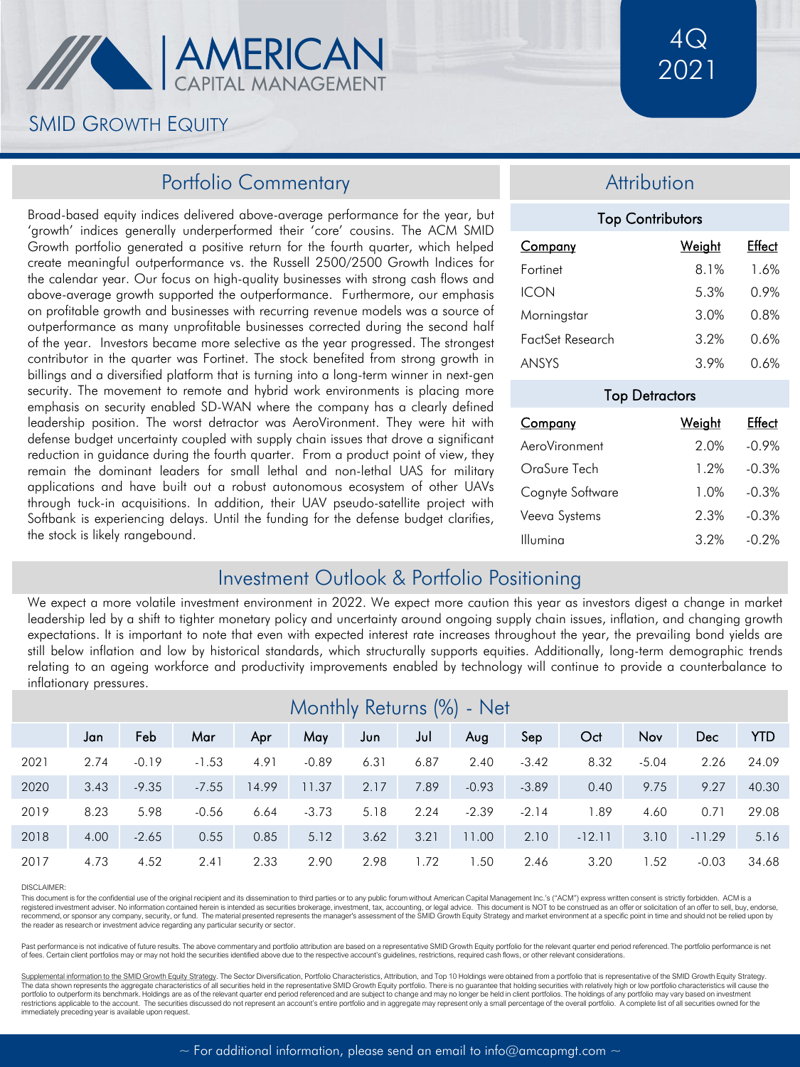# AMERICAN CAPITAL MANAGEMENT

## SMID Growth Equity

4Q 2021

## Portfolio Commentary

Broad-based equity indices delivered above-average performance for the year, but 'growth' indices generally underperformed their 'core' cousins. The ACM SMID Growth portfolio generated a positive return for the fourth quarter, which helped create meaningful outperformance vs. the Russell 2500/2500 Growth Indices for the calendar year. Our focus on high-quality businesses with strong cash flows and above-average growth supported the outperformance. Furthermore, our emphasis on profitable growth and businesses with recurring revenue models was a source of outperformance as many unprofitable businesses corrected during the second half of the year. Investors became more selective as the year progressed. The strongest contributor in the quarter was Fortinet. The stock benefited from strong growth in billings and a diversified platform that is turning into a long-term winner in next-gen security. The movement to remote and hybrid work environments is placing more emphasis on security enabled SD-WAN where the company has a clearly defined leadership position. The worst detractor was AeroVironment. They were hit with defense budget uncertainty coupled with supply chain issues that drove a significant reduction in guidance during the fourth quarter. From a product point of view, they remain the dominant leaders for small lethal and non-lethal UAS for military applications and have built out a robust autonomous ecosystem of other UAVs through tuck-in acquisitions. In addition, their UAV pseudo-satellite project with Softbank is experiencing delays. Until the funding for the defense budget clarifies, the stock is likely rangebound.

## Attribution

### Top Contributors

| Company | Weight | Effect |
|---|---|---|
| Fortinet | 8.1% | 1.6% |
| ICON | 5.3% | 0.9% |
| Morningstar | 3.0% | 0.8% |
| FactSet Research | 3.2% | 0.6% |
| ANSYS | 3.9% | 0.6% |

### Top Detractors

| Company | Weight | Effect |
|---|---|---|
| AeroVironment | 2.0% | -0.9% |
| OraSure Tech | 1.2% | -0.3% |
| Cognyte Software | 1.0% | -0.3% |
| Veeva Systems | 2.3% | -0.3% |
| Illumina | 3.2% | -0.2% |

## Investment Outlook & Portfolio Positioning

We expect a more volatile investment environment in 2022. We expect more caution this year as investors digest a change in market leadership led by a shift to tighter monetary policy and uncertainty around ongoing supply chain issues, inflation, and changing growth expectations. It is important to note that even with expected interest rate increases throughout the year, the prevailing bond yields are still below inflation and low by historical standards, which structurally supports equities. Additionally, long-term demographic trends relating to an ageing workforce and productivity improvements enabled by technology will continue to provide a counterbalance to inflationary pressures.

## Monthly Returns (%) - Net

| | Jan | Feb | Mar | Apr | May | Jun | Jul | Aug | Sep | Oct | Nov | Dec | YTD |
|---|---|---|---|---|---|---|---|---|---|---|---|---|---|
| 2021 | 2.74 | -0.19 | -1.53 | 4.91 | -0.89 | 6.31 | 6.87 | 2.40 | -3.42 | 8.32 | -5.04 | 2.26 | 24.09 |
| 2020 | 3.43 | -9.35 | -7.55 | 14.99 | 11.37 | 2.17 | 7.89 | -0.93 | -3.89 | 0.40 | 9.75 | 9.27 | 40.30 |
| 2019 | 8.23 | 5.98 | -0.56 | 6.64 | -3.73 | 5.18 | 2.24 | -2.39 | -2.14 | 1.89 | 4.60 | 0.71 | 29.08 |
| 2018 | 4.00 | -2.65 | 0.55 | 0.85 | 5.12 | 3.62 | 3.21 | 11.00 | 2.10 | -12.11 | 3.10 | -11.29 | 5.16 |
| 2017 | 4.73 | 4.52 | 2.41 | 2.33 | 2.90 | 2.98 | 1.72 | 1.50 | 2.46 | 3.20 | 1.52 | -0.03 | 34.68 |

DISCLAIMER:

This document is for the confidential use of the original recipient and its dissemination to third parties or to any public forum without American Capital Management Inc.'s ("ACM") express written consent is strictly forbidden. ACM is a registered investment adviser. No information contained herein is intended as securities brokerage, investment, tax, accounting, or legal advice. This document is NOT to be construed as an offer or solicitation of an offer to sell, buy, endorse, recommend, or sponsor any company, security, or fund. The material presented represents the manager's assessment of the SMID Growth Equity Strategy and market environment at a specific point in time and should not be relied upon by the reader as research or investment advice regarding any particular security or sector.

Past performance is not indicative of future results. The above commentary and portfolio attribution are based on a representative SMID Growth Equity portfolio for the relevant quarter end period referenced. The portfolio performance is net of fees. Certain client portfolios may or may not hold the securities identified above due to the respective account's guidelines, restrictions, required cash flows, or other relevant considerations.

Supplemental information to the SMID Growth Equity Strategy. The Sector Diversification, Portfolio Characteristics, Attribution, and Top 10 Holdings were obtained from a portfolio that is representative of the SMID Growth Equity Strategy. The data shown represents the aggregate characteristics of all securities held in the representative SMID Growth Equity portfolio. There is no guarantee that holding securities with relatively high or low portfolio characteristics will cause the portfolio to outperform its benchmark. Holdings are as of the relevant quarter end period referenced and are subject to change and may no longer be held in client portfolios. The holdings of any portfolio may vary based on investment restrictions applicable to the account. The securities discussed do not represent an account's entire portfolio and in aggregate may represent only a small percentage of the overall portfolio. A complete list of all securities owned for the immediately preceding year is available upon request.

~ For additional information, please send an email to info@amcapmgt.com ~